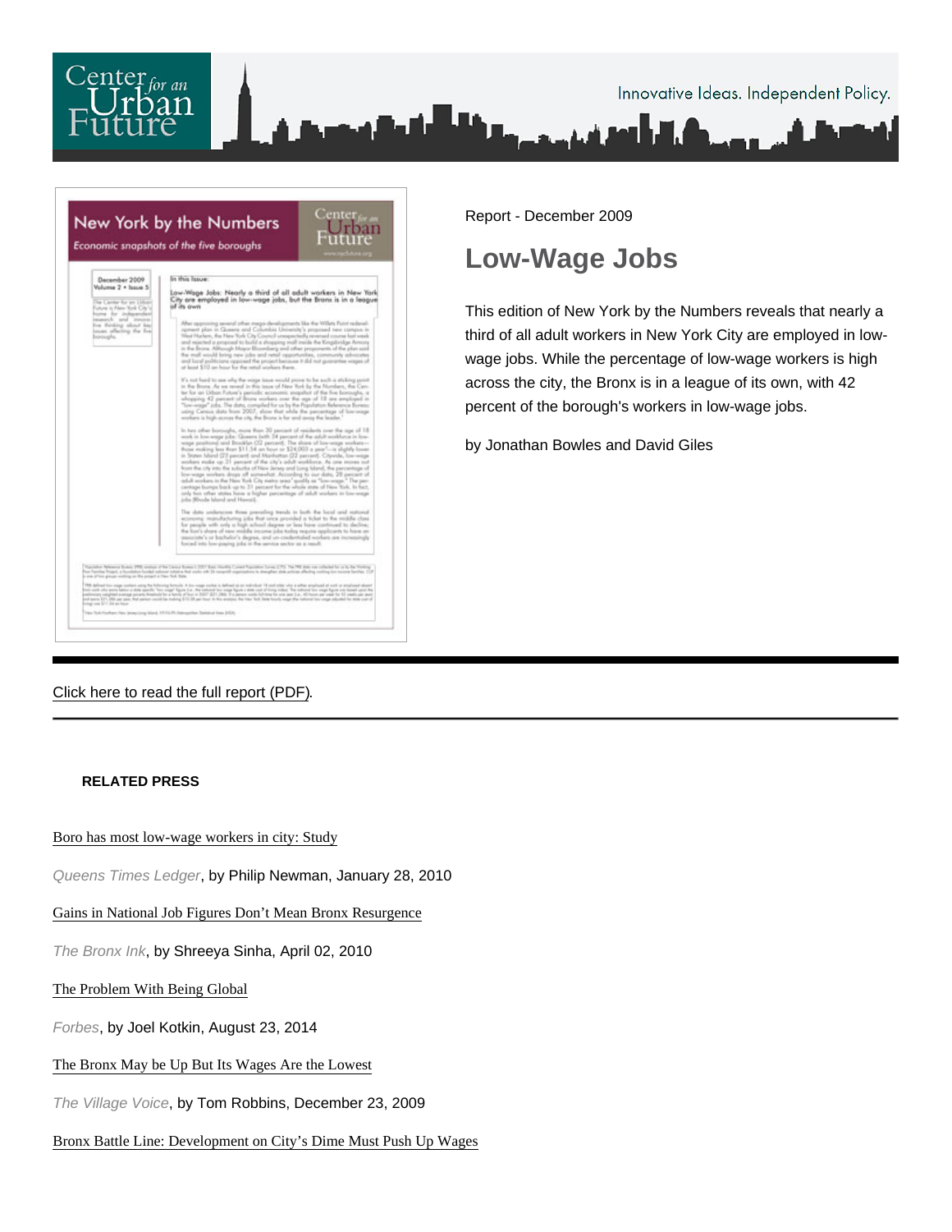Report - December 2009

# Low-Wage Jobs

This edition of New York by the Numbers reveals that nearly a third of all adult workers in New York City are employed in low-wage jobs. While the percentage of low-wage workers is high across the city, the Bronx is in a league of its own, with 42 percent of the borough's workers in low-wage jobs.

by Jonathan Bowles and David Giles

Click here to read the full report (PDF).

**RELATED PRESS**

Boro has most low-wage workers in city: Study

*Queens Times Ledger*, by Philip Newman, January 28, 2010

Gains in National Job Figures Don't Mean Bronx Resurgence

*The Bronx Ink*, by Shreeya Sinha, April 02, 2010

The Problem With Being Global

*Forbes*, by Joel Kotkin, August 23, 2014

The Bronx May be Up But Its Wages Are the Lowest

*The Village Voice*, by Tom Robbins, December 23, 2009

Bronx Battle Line: Development on City's Dime Must Push Up Wages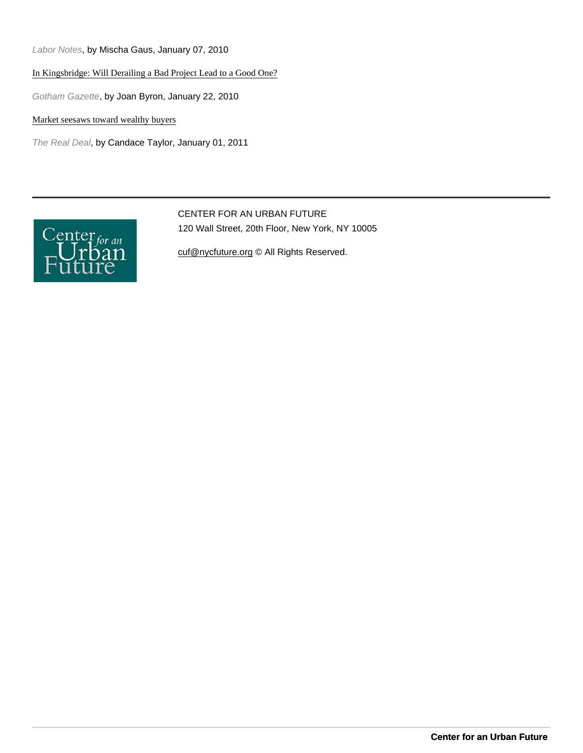*Labor Notes*, by Mischa Gaus, January 07, 2010

In Kingsbridge: Will Derailing a Bad Project Lead to a Good One?

*Gotham Gazette*, by Joan Byron, January 22, 2010

Market seesaws toward wealthy buyers

*The Real Deal*, by Candace Taylor, January 01, 2011

---

Center for an Urban Future

CENTER FOR AN URBAN FUTURE
120 Wall Street, 20th Floor, New York, NY 10005

cuf@nycfuture.org © All Rights Reserved.